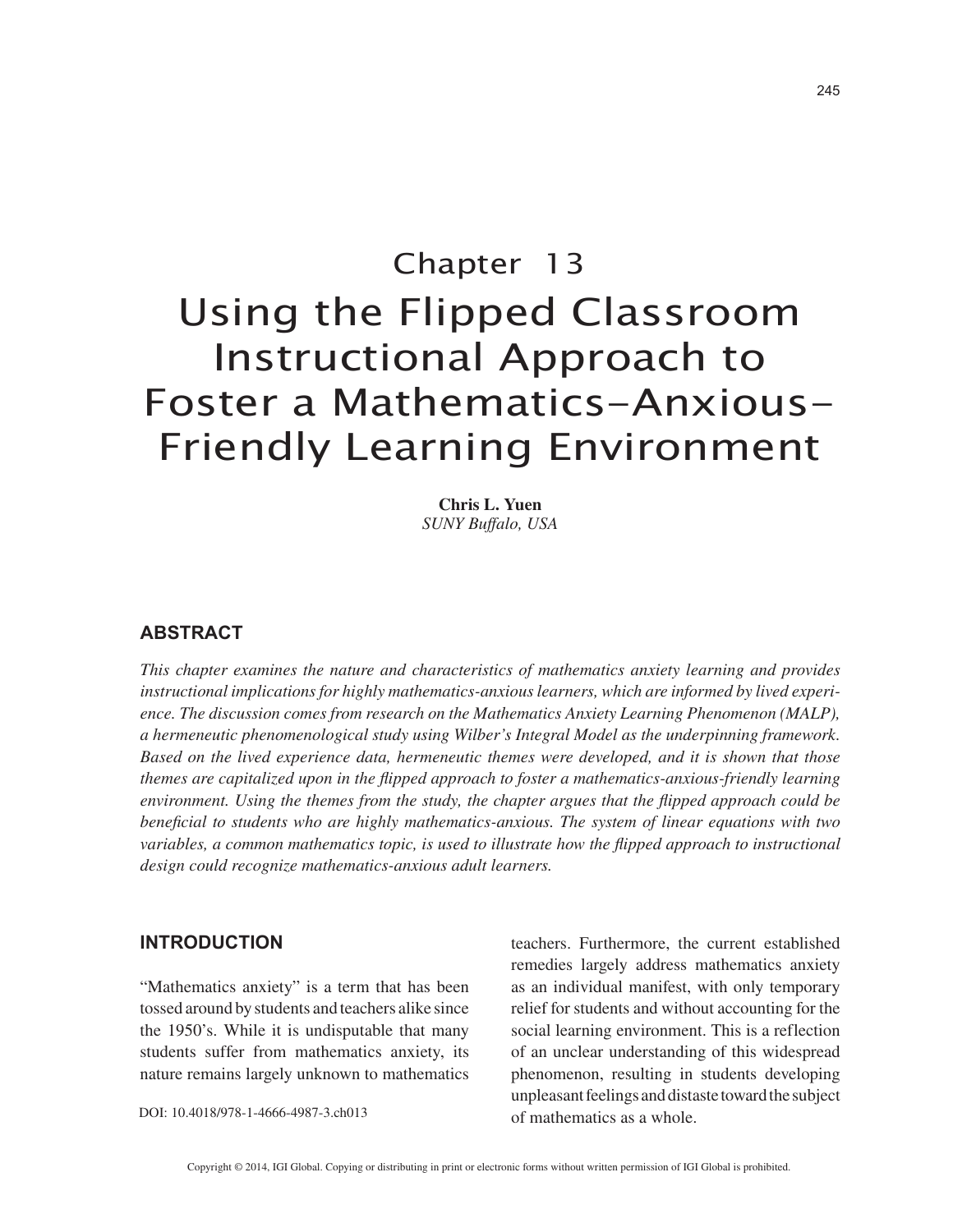# Chapter 13

# Using the Flipped Classroom Instructional Approach to Foster a Mathematics-Anxious-Friendly Learning Environment

**Chris L. Yuen**
*SUNY Buffalo, USA*

## ABSTRACT

*This chapter examines the nature and characteristics of mathematics anxiety learning and provides instructional implications for highly mathematics-anxious learners, which are informed by lived experience. The discussion comes from research on the Mathematics Anxiety Learning Phenomenon (MALP), a hermeneutic phenomenological study using Wilber's Integral Model as the underpinning framework. Based on the lived experience data, hermeneutic themes were developed, and it is shown that those themes are capitalized upon in the flipped approach to foster a mathematics-anxious-friendly learning environment. Using the themes from the study, the chapter argues that the flipped approach could be beneficial to students who are highly mathematics-anxious. The system of linear equations with two variables, a common mathematics topic, is used to illustrate how the flipped approach to instructional design could recognize mathematics-anxious adult learners.*

## INTRODUCTION

"Mathematics anxiety" is a term that has been tossed around by students and teachers alike since the 1950's. While it is undisputable that many students suffer from mathematics anxiety, its nature remains largely unknown to mathematics teachers. Furthermore, the current established remedies largely address mathematics anxiety as an individual manifest, with only temporary relief for students and without accounting for the social learning environment. This is a reflection of an unclear understanding of this widespread phenomenon, resulting in students developing unpleasant feelings and distaste toward the subject of mathematics as a whole.

DOI: 10.4018/978-1-4666-4987-3.ch013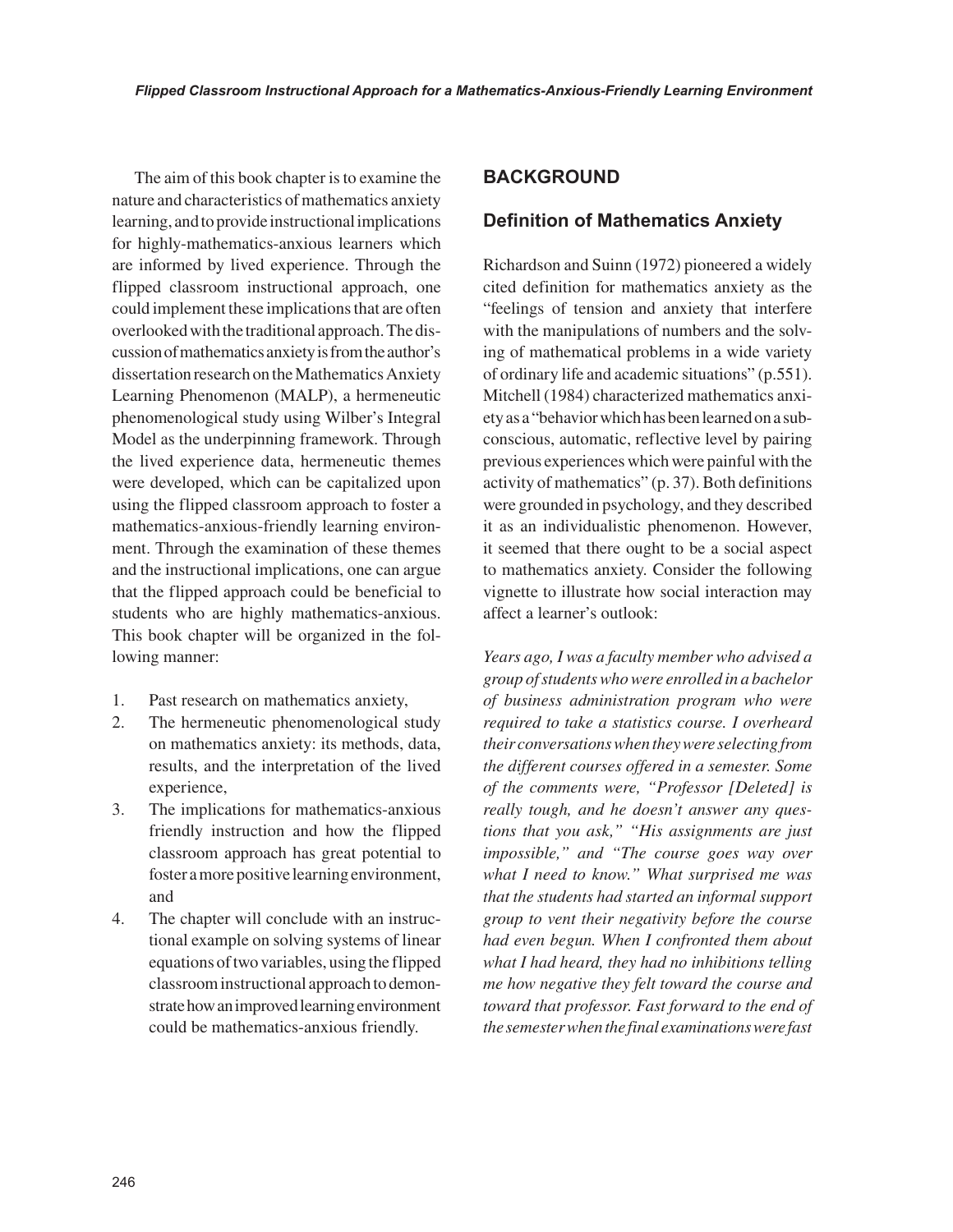The aim of this book chapter is to examine the nature and characteristics of mathematics anxiety learning, and to provide instructional implications for highly-mathematics-anxious learners which are informed by lived experience. Through the flipped classroom instructional approach, one could implement these implications that are often overlooked with the traditional approach. The discussion of mathematics anxiety is from the author's dissertation research on the Mathematics Anxiety Learning Phenomenon (MALP), a hermeneutic phenomenological study using Wilber's Integral Model as the underpinning framework. Through the lived experience data, hermeneutic themes were developed, which can be capitalized upon using the flipped classroom approach to foster a mathematics-anxious-friendly learning environment. Through the examination of these themes and the instructional implications, one can argue that the flipped approach could be beneficial to students who are highly mathematics-anxious. This book chapter will be organized in the following manner:

1. Past research on mathematics anxiety,
2. The hermeneutic phenomenological study on mathematics anxiety: its methods, data, results, and the interpretation of the lived experience,
3. The implications for mathematics-anxious friendly instruction and how the flipped classroom approach has great potential to foster a more positive learning environment, and
4. The chapter will conclude with an instructional example on solving systems of linear equations of two variables, using the flipped classroom instructional approach to demonstrate how an improved learning environment could be mathematics-anxious friendly.

## BACKGROUND

### Definition of Mathematics Anxiety

Richardson and Suinn (1972) pioneered a widely cited definition for mathematics anxiety as the "feelings of tension and anxiety that interfere with the manipulations of numbers and the solving of mathematical problems in a wide variety of ordinary life and academic situations" (p.551). Mitchell (1984) characterized mathematics anxiety as a "behavior which has been learned on a subconscious, automatic, reflective level by pairing previous experiences which were painful with the activity of mathematics" (p. 37). Both definitions were grounded in psychology, and they described it as an individualistic phenomenon. However, it seemed that there ought to be a social aspect to mathematics anxiety. Consider the following vignette to illustrate how social interaction may affect a learner's outlook:

*Years ago, I was a faculty member who advised a group of students who were enrolled in a bachelor of business administration program who were required to take a statistics course. I overheard their conversations when they were selecting from the different courses offered in a semester. Some of the comments were, "Professor [Deleted] is really tough, and he doesn't answer any questions that you ask," "His assignments are just impossible," and "The course goes way over what I need to know." What surprised me was that the students had started an informal support group to vent their negativity before the course had even begun. When I confronted them about what I had heard, they had no inhibitions telling me how negative they felt toward the course and toward that professor. Fast forward to the end of the semester when the final examinations were fast*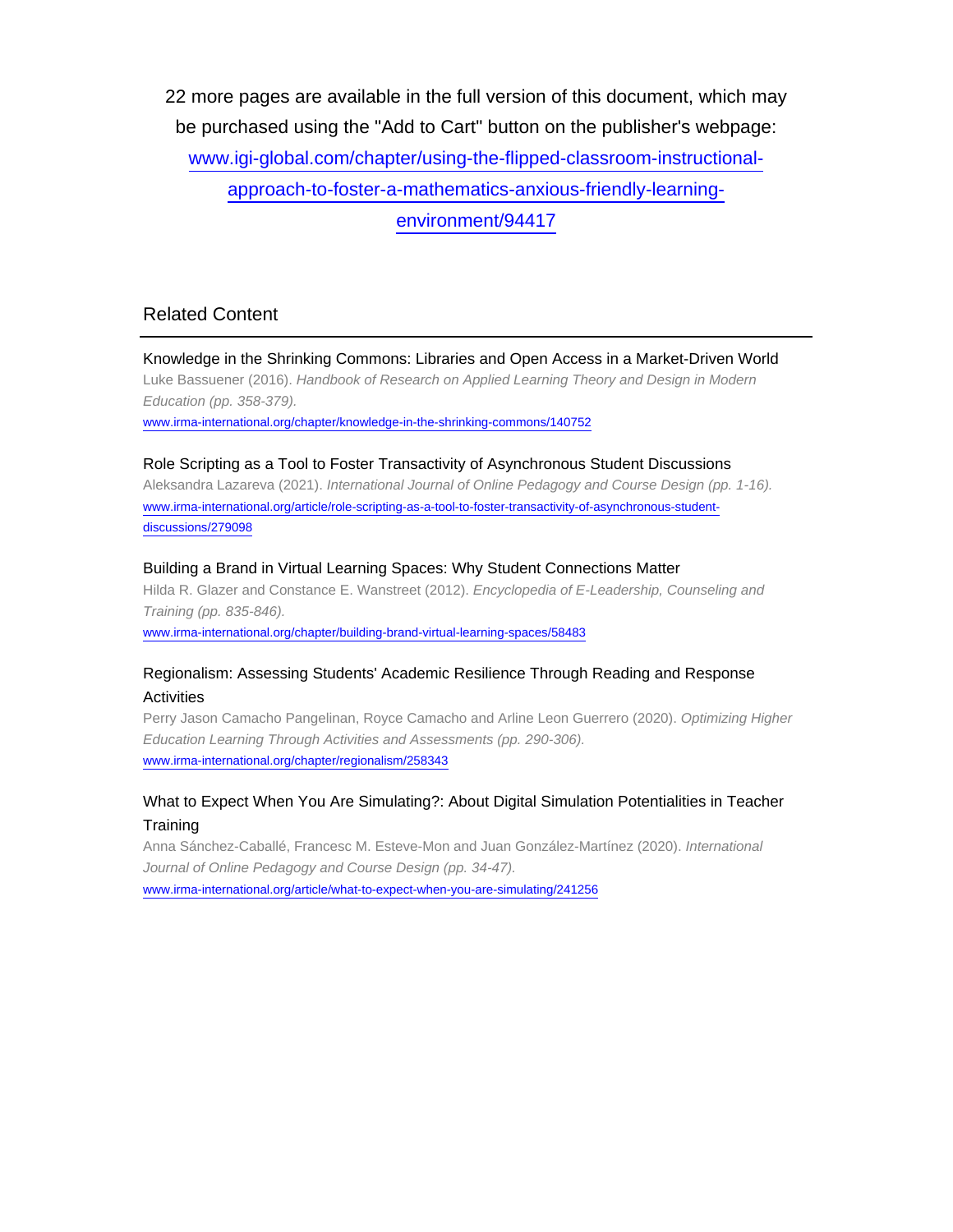22 more pages are available in the full version of this document, which may be purchased using the "Add to Cart" button on the publisher's webpage: [www.igi-global.com/chapter/using-the-flipped-classroom-instructional-approach-to-foster-a-mathematics-anxious-friendly-learning-environment/94417](www.igi-global.com/chapter/using-the-flipped-classroom-instructional-approach-to-foster-a-mathematics-anxious-friendly-learning-environment/94417)

## Related Content

**Knowledge in the Shrinking Commons: Libraries and Open Access in a Market-Driven World**
Luke Bassuener (2016). *Handbook of Research on Applied Learning Theory and Design in Modern Education (pp. 358-379).*
[www.irma-international.org/chapter/knowledge-in-the-shrinking-commons/140752](www.irma-international.org/chapter/knowledge-in-the-shrinking-commons/140752)

**Role Scripting as a Tool to Foster Transactivity of Asynchronous Student Discussions**
Aleksandra Lazareva (2021). *International Journal of Online Pedagogy and Course Design (pp. 1-16).*
[www.irma-international.org/article/role-scripting-as-a-tool-to-foster-transactivity-of-asynchronous-student-discussions/279098](www.irma-international.org/article/role-scripting-as-a-tool-to-foster-transactivity-of-asynchronous-student-discussions/279098)

**Building a Brand in Virtual Learning Spaces: Why Student Connections Matter**
Hilda R. Glazer and Constance E. Wanstreet (2012). *Encyclopedia of E-Leadership, Counseling and Training (pp. 835-846).*
[www.irma-international.org/chapter/building-brand-virtual-learning-spaces/58483](www.irma-international.org/chapter/building-brand-virtual-learning-spaces/58483)

**Regionalism: Assessing Students' Academic Resilience Through Reading and Response Activities**
Perry Jason Camacho Pangelinan, Royce Camacho and Arline Leon Guerrero (2020). *Optimizing Higher Education Learning Through Activities and Assessments (pp. 290-306).*
[www.irma-international.org/chapter/regionalism/258343](www.irma-international.org/chapter/regionalism/258343)

**What to Expect When You Are Simulating?: About Digital Simulation Potentialities in Teacher Training**
Anna Sánchez-Caballé, Francesc M. Esteve-Mon and Juan González-Martínez (2020). *International Journal of Online Pedagogy and Course Design (pp. 34-47).*
[www.irma-international.org/article/what-to-expect-when-you-are-simulating/241256](www.irma-international.org/article/what-to-expect-when-you-are-simulating/241256)